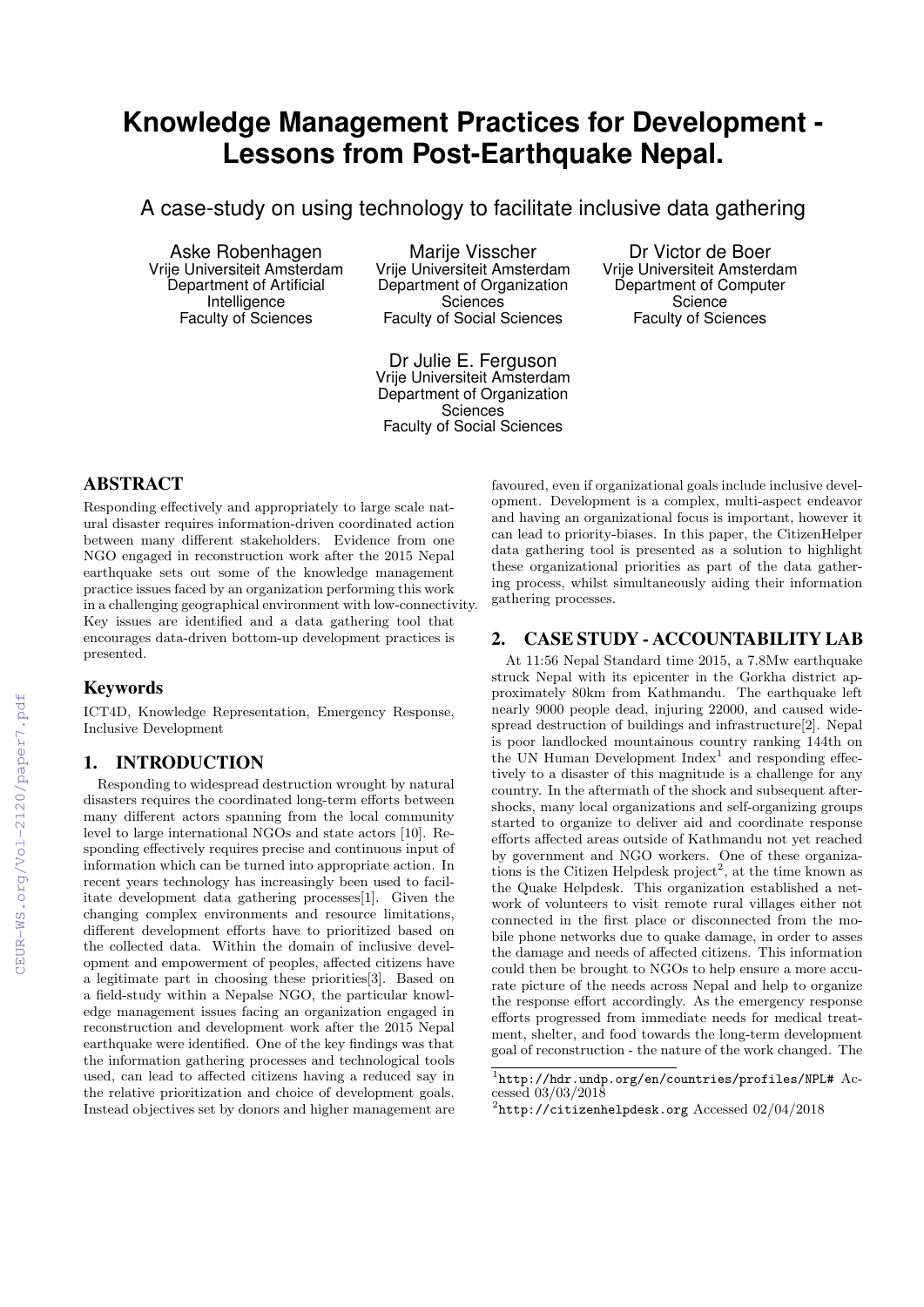# Knowledge Management Practices for Development - Lessons from Post-Earthquake Nepal.

## A case-study on using technology to facilitate inclusive data gathering

Aske Robenhagen
Vrije Universiteit Amsterdam
Department of Artificial Intelligence
Faculty of Sciences

Marije Visscher
Vrije Universiteit Amsterdam
Department of Organization Sciences
Faculty of Social Sciences

Dr Victor de Boer
Vrije Universiteit Amsterdam
Department of Computer Science
Faculty of Sciences

Dr Julie E. Ferguson
Vrije Universiteit Amsterdam
Department of Organization Sciences
Faculty of Social Sciences

## ABSTRACT

Responding effectively and appropriately to large scale natural disaster requires information-driven coordinated action between many different stakeholders. Evidence from one NGO engaged in reconstruction work after the 2015 Nepal earthquake sets out some of the knowledge management practice issues faced by an organization performing this work in a challenging geographical environment with low-connectivity. Key issues are identified and a data gathering tool that encourages data-driven bottom-up development practices is presented.

## Keywords

ICT4D, Knowledge Representation, Emergency Response, Inclusive Development

## 1. INTRODUCTION

Responding to widespread destruction wrought by natural disasters requires the coordinated long-term efforts between many different actors spanning from the local community level to large international NGOs and state actors [10]. Responding effectively requires precise and continuous input of information which can be turned into appropriate action. In recent years technology has increasingly been used to facilitate development data gathering processes[1]. Given the changing complex environments and resource limitations, different development efforts have to prioritized based on the collected data. Within the domain of inclusive development and empowerment of peoples, affected citizens have a legitimate part in choosing these priorities[3]. Based on a field-study within a Nepalse NGO, the particular knowledge management issues facing an organization engaged in reconstruction and development work after the 2015 Nepal earthquake were identified. One of the key findings was that the information gathering processes and technological tools used, can lead to affected citizens having a reduced say in the relative prioritization and choice of development goals. Instead objectives set by donors and higher management are favoured, even if organizational goals include inclusive development. Development is a complex, multi-aspect endeavor and having an organizational focus is important, however it can lead to priority-biases. In this paper, the CitizenHelper data gathering tool is presented as a solution to highlight these organizational priorities as part of the data gathering process, whilst simultaneously aiding their information gathering processes.

## 2. CASE STUDY - ACCOUNTABILITY LAB

At 11:56 Nepal Standard time 2015, a 7.8Mw earthquake struck Nepal with its epicenter in the Gorkha district approximately 80km from Kathmandu. The earthquake left nearly 9000 people dead, injuring 22000, and caused widespread destruction of buildings and infrastructure[2]. Nepal is poor landlocked mountainous country ranking 144th on the UN Human Development Index[1] and responding effectively to a disaster of this magnitude is a challenge for any country. In the aftermath of the shock and subsequent aftershocks, many local organizations and self-organizing groups started to organize to deliver aid and coordinate response efforts affected areas outside of Kathmandu not yet reached by government and NGO workers. One of these organizations is the Citizen Helpdesk project[2], at the time known as the Quake Helpdesk. This organization established a network of volunteers to visit remote rural villages either not connected in the first place or disconnected from the mobile phone networks due to quake damage, in order to asses the damage and needs of affected citizens. This information could then be brought to NGOs to help ensure a more accurate picture of the needs across Nepal and help to organize the response effort accordingly. As the emergency response efforts progressed from immediate needs for medical treatment, shelter, and food towards the long-term development goal of reconstruction - the nature of the work changed. The

[1] http://hdr.undp.org/en/countries/profiles/NPL# Accessed 03/03/2018

[2] http://citizenhelpdesk.org Accessed 02/04/2018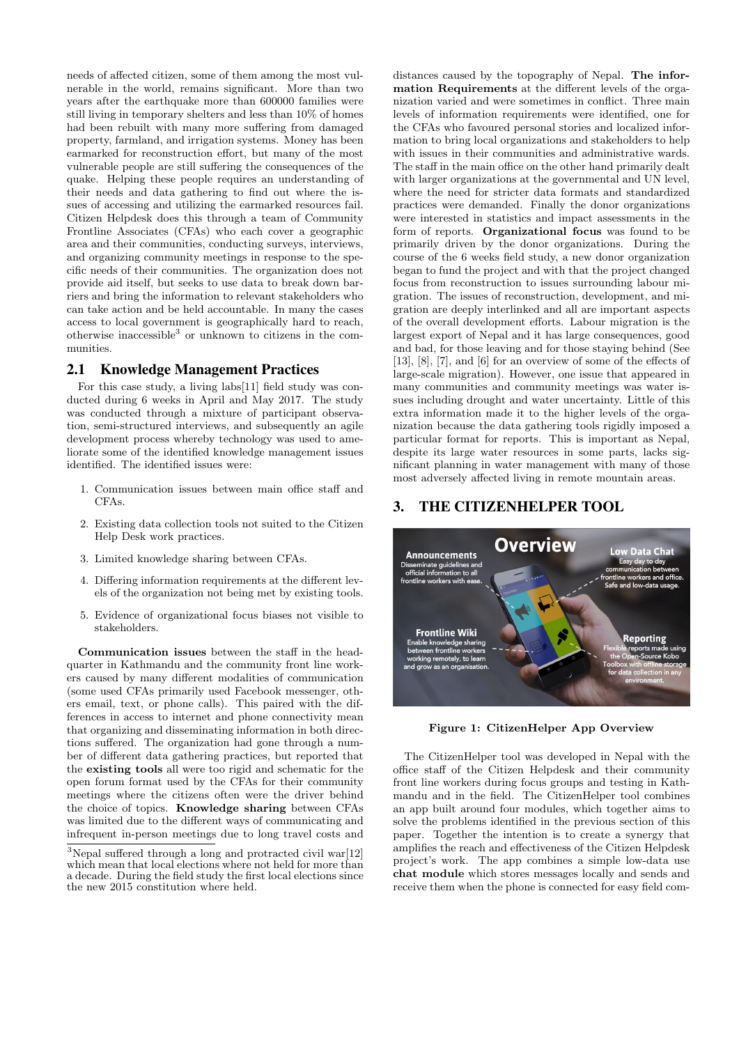needs of affected citizen, some of them among the most vulnerable in the world, remains significant. More than two years after the earthquake more than 600000 families were still living in temporary shelters and less than 10% of homes had been rebuilt with many more suffering from damaged property, farmland, and irrigation systems. Money has been earmarked for reconstruction effort, but many of the most vulnerable people are still suffering the consequences of the quake. Helping these people requires an understanding of their needs and data gathering to find out where the issues of accessing and utilizing the earmarked resources fail. Citizen Helpdesk does this through a team of Community Frontline Associates (CFAs) who each cover a geographic area and their communities, conducting surveys, interviews, and organizing community meetings in response to the specific needs of their communities. The organization does not provide aid itself, but seeks to use data to break down barriers and bring the information to relevant stakeholders who can take action and be held accountable. In many the cases access to local government is geographically hard to reach, otherwise inaccessible[3] or unknown to citizens in the communities.

## 2.1 Knowledge Management Practices

For this case study, a living labs[11] field study was conducted during 6 weeks in April and May 2017. The study was conducted through a mixture of participant observation, semi-structured interviews, and subsequently an agile development process whereby technology was used to ameliorate some of the identified knowledge management issues identified. The identified issues were:

1. Communication issues between main office staff and CFAs.
2. Existing data collection tools not suited to the Citizen Help Desk work practices.
3. Limited knowledge sharing between CFAs.
4. Differing information requirements at the different levels of the organization not being met by existing tools.
5. Evidence of organizational focus biases not visible to stakeholders.

**Communication issues** between the staff in the headquarter in Kathmandu and the community front line workers caused by many different modalities of communication (some used CFAs primarily used Facebook messenger, others email, text, or phone calls). This paired with the differences in access to internet and phone connectivity mean that organizing and disseminating information in both directions suffered. The organization had gone through a number of different data gathering practices, but reported that the **existing tools** all were too rigid and schematic for the open forum format used by the CFAs for their community meetings where the citizens often were the driver behind the choice of topics. **Knowledge sharing** between CFAs was limited due to the different ways of communicating and infrequent in-person meetings due to long travel costs and distances caused by the topography of Nepal. **The information Requirements** at the different levels of the organization varied and were sometimes in conflict. Three main levels of information requirements were identified, one for the CFAs who favoured personal stories and localized information to bring local organizations and stakeholders to help with issues in their communities and administrative wards. The staff in the main office on the other hand primarily dealt with larger organizations at the governmental and UN level, where the need for stricter data formats and standardized practices were demanded. Finally the donor organizations were interested in statistics and impact assessments in the form of reports. **Organizational focus** was found to be primarily driven by the donor organizations. During the course of the 6 weeks field study, a new donor organization began to fund the project and with that the project changed focus from reconstruction to issues surrounding labour migration. The issues of reconstruction, development, and migration are deeply interlinked and all are important aspects of the overall development efforts. Labour migration is the largest export of Nepal and it has large consequences, good and bad, for those leaving and for those staying behind (See [13], [8], [7], and [6] for an overview of some of the effects of large-scale migration). However, one issue that appeared in many communities and community meetings was water issues including drought and water uncertainty. Little of this extra information made it to the higher levels of the organization because the data gathering tools rigidly imposed a particular format for reports. This is important as Nepal, despite its large water resources in some parts, lacks significant planning in water management with many of those most adversely affected living in remote mountain areas.

[3]Nepal suffered through a long and protracted civil war[12] which mean that local elections where not held for more than a decade. During the field study the first local elections since the new 2015 constitution where held.

# 3. THE CITIZENHELPER TOOL

**Figure 1: CitizenHelper App Overview**

The CitizenHelper tool was developed in Nepal with the office staff of the Citizen Helpdesk and their community front line workers during focus groups and testing in Kathmandu and in the field. The CitizenHelper tool combines an app built around four modules, which together aims to solve the problems identified in the previous section of this paper. Together the intention is to create a synergy that amplifies the reach and effectiveness of the Citizen Helpdesk project's work. The app combines a simple low-data use **chat module** which stores messages locally and sends and receive them when the phone is connected for easy field com-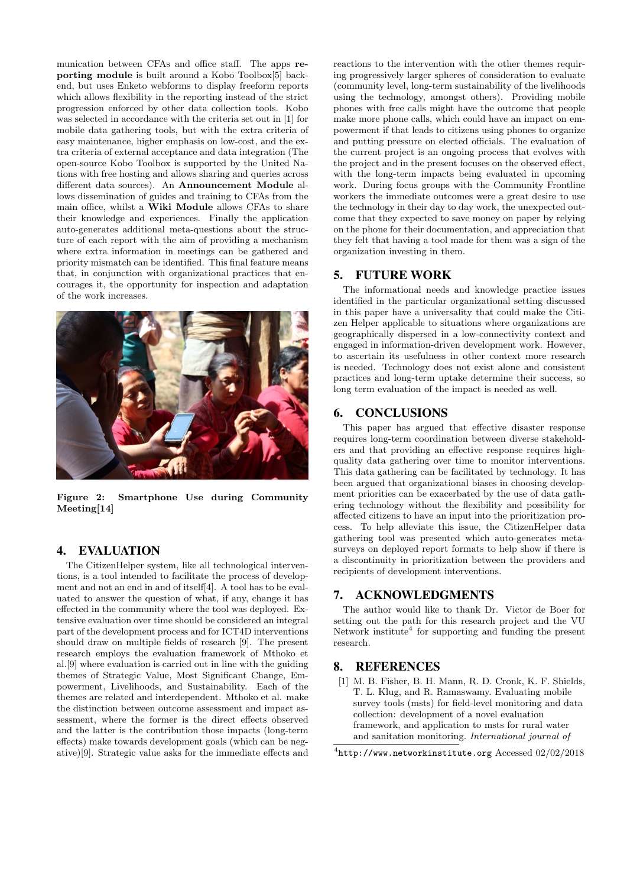munication between CFAs and office staff. The apps **reporting module** is built around a Kobo Toolbox[5] backend, but uses Enketo webforms to display freeform reports which allows flexibility in the reporting instead of the strict progression enforced by other data collection tools. Kobo was selected in accordance with the criteria set out in [1] for mobile data gathering tools, but with the extra criteria of easy maintenance, higher emphasis on low-cost, and the extra criteria of external acceptance and data integration (The open-source Kobo Toolbox is supported by the United Nations with free hosting and allows sharing and queries across different data sources). An **Announcement Module** allows dissemination of guides and training to CFAs from the main office, whilst a **Wiki Module** allows CFAs to share their knowledge and experiences. Finally the application auto-generates additional meta-questions about the structure of each report with the aim of providing a mechanism where extra information in meetings can be gathered and priority mismatch can be identified. This final feature means that, in conjunction with organizational practices that encourages it, the opportunity for inspection and adaptation of the work increases.

**Figure 2: Smartphone Use during Community Meeting[14]**

## 4. EVALUATION

The CitizenHelper system, like all technological interventions, is a tool intended to facilitate the process of development and not an end in and of itself[4]. A tool has to be evaluated to answer the question of what, if any, change it has effected in the community where the tool was deployed. Extensive evaluation over time should be considered an integral part of the development process and for ICT4D interventions should draw on multiple fields of research [9]. The present research employs the evaluation framework of Mthoko et al.[9] where evaluation is carried out in line with the guiding themes of Strategic Value, Most Significant Change, Empowerment, Livelihoods, and Sustainability. Each of the themes are related and interdependent. Mthoko et al. make the distinction between outcome assessment and impact assessment, where the former is the direct effects observed and the latter is the contribution those impacts (long-term effects) make towards development goals (which can be negative)[9]. Strategic value asks for the immediate effects and reactions to the intervention with the other themes requiring progressively larger spheres of consideration to evaluate (community level, long-term sustainability of the livelihoods using the technology, amongst others). Providing mobile phones with free calls might have the outcome that people make more phone calls, which could have an impact on empowerment if that leads to citizens using phones to organize and putting pressure on elected officials. The evaluation of the current project is an ongoing process that evolves with the project and in the present focuses on the observed effect, with the long-term impacts being evaluated in upcoming work. During focus groups with the Community Frontline workers the immediate outcomes were a great desire to use the technology in their day to day work, the unexpected outcome that they expected to save money on paper by relying on the phone for their documentation, and appreciation that they felt that having a tool made for them was a sign of the organization investing in them.

## 5. FUTURE WORK

The informational needs and knowledge practice issues identified in the particular organizational setting discussed in this paper have a universality that could make the Citizen Helper applicable to situations where organizations are geographically dispersed in a low-connectivity context and engaged in information-driven development work. However, to ascertain its usefulness in other context more research is needed. Technology does not exist alone and consistent practices and long-term uptake determine their success, so long term evaluation of the impact is needed as well.

## 6. CONCLUSIONS

This paper has argued that effective disaster response requires long-term coordination between diverse stakeholders and that providing an effective response requires high-quality data gathering over time to monitor interventions. This data gathering can be facilitated by technology. It has been argued that organizational biases in choosing development priorities can be exacerbated by the use of data gathering technology without the flexibility and possibility for affected citizens to have an input into the prioritization process. To help alleviate this issue, the CitizenHelper data gathering tool was presented which auto-generates meta-surveys on deployed report formats to help show if there is a discontinuity in prioritization between the providers and recipients of development interventions.

## 7. ACKNOWLEDGMENTS

The author would like to thank Dr. Victor de Boer for setting out the path for this research project and the VU Network institute[4] for supporting and funding the present research.

## 8. REFERENCES

[1] M. B. Fisher, B. H. Mann, R. D. Cronk, K. F. Shields, T. L. Klug, and R. Ramaswamy. Evaluating mobile survey tools (msts) for field-level monitoring and data collection: development of a novel evaluation framework, and application to msts for rural water and sanitation monitoring. *International journal of*

[4] http://www.networkinstitute.org Accessed 02/02/2018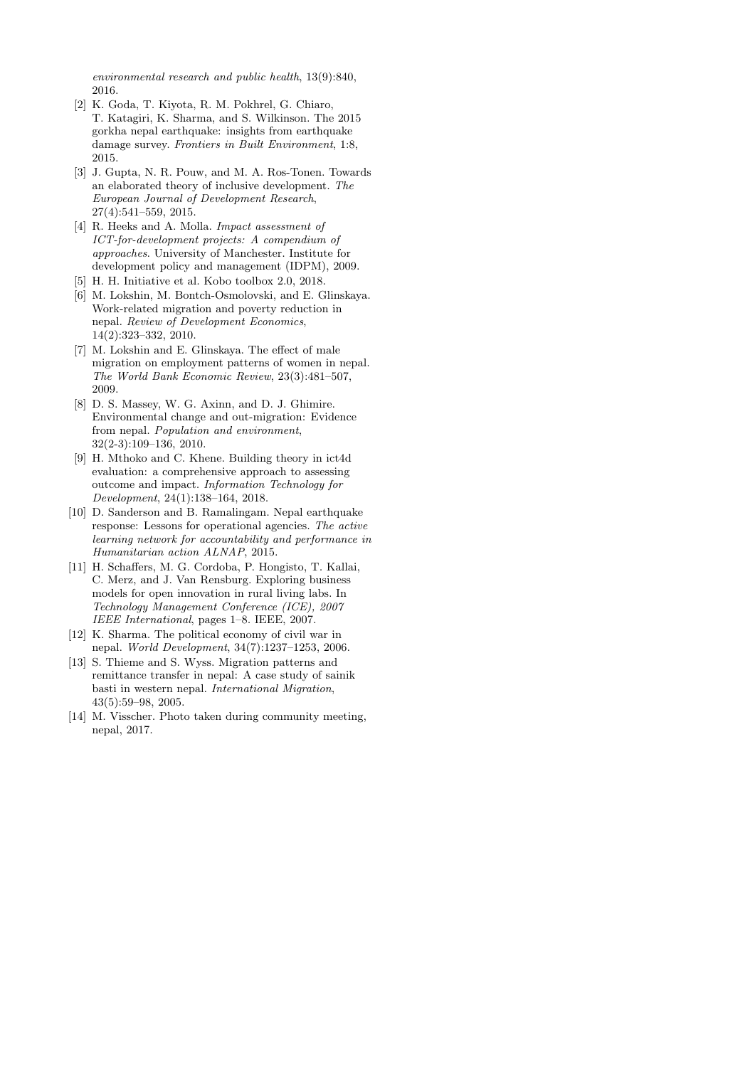*environmental research and public health*, 13(9):840, 2016.

[2] K. Goda, T. Kiyota, R. M. Pokhrel, G. Chiaro, T. Katagiri, K. Sharma, and S. Wilkinson. The 2015 gorkha nepal earthquake: insights from earthquake damage survey. *Frontiers in Built Environment*, 1:8, 2015.

[3] J. Gupta, N. R. Pouw, and M. A. Ros-Tonen. Towards an elaborated theory of inclusive development. *The European Journal of Development Research*, 27(4):541–559, 2015.

[4] R. Heeks and A. Molla. *Impact assessment of ICT-for-development projects: A compendium of approaches*. University of Manchester. Institute for development policy and management (IDPM), 2009.

[5] H. H. Initiative et al. Kobo toolbox 2.0, 2018.

[6] M. Lokshin, M. Bontch-Osmolovski, and E. Glinskaya. Work-related migration and poverty reduction in nepal. *Review of Development Economics*, 14(2):323–332, 2010.

[7] M. Lokshin and E. Glinskaya. The effect of male migration on employment patterns of women in nepal. *The World Bank Economic Review*, 23(3):481–507, 2009.

[8] D. S. Massey, W. G. Axinn, and D. J. Ghimire. Environmental change and out-migration: Evidence from nepal. *Population and environment*, 32(2-3):109–136, 2010.

[9] H. Mthoko and C. Khene. Building theory in ict4d evaluation: a comprehensive approach to assessing outcome and impact. *Information Technology for Development*, 24(1):138–164, 2018.

[10] D. Sanderson and B. Ramalingam. Nepal earthquake response: Lessons for operational agencies. *The active learning network for accountability and performance in Humanitarian action ALNAP*, 2015.

[11] H. Schaffers, M. G. Cordoba, P. Hongisto, T. Kallai, C. Merz, and J. Van Rensburg. Exploring business models for open innovation in rural living labs. In *Technology Management Conference (ICE), 2007 IEEE International*, pages 1–8. IEEE, 2007.

[12] K. Sharma. The political economy of civil war in nepal. *World Development*, 34(7):1237–1253, 2006.

[13] S. Thieme and S. Wyss. Migration patterns and remittance transfer in nepal: A case study of sainik basti in western nepal. *International Migration*, 43(5):59–98, 2005.

[14] M. Visscher. Photo taken during community meeting, nepal, 2017.